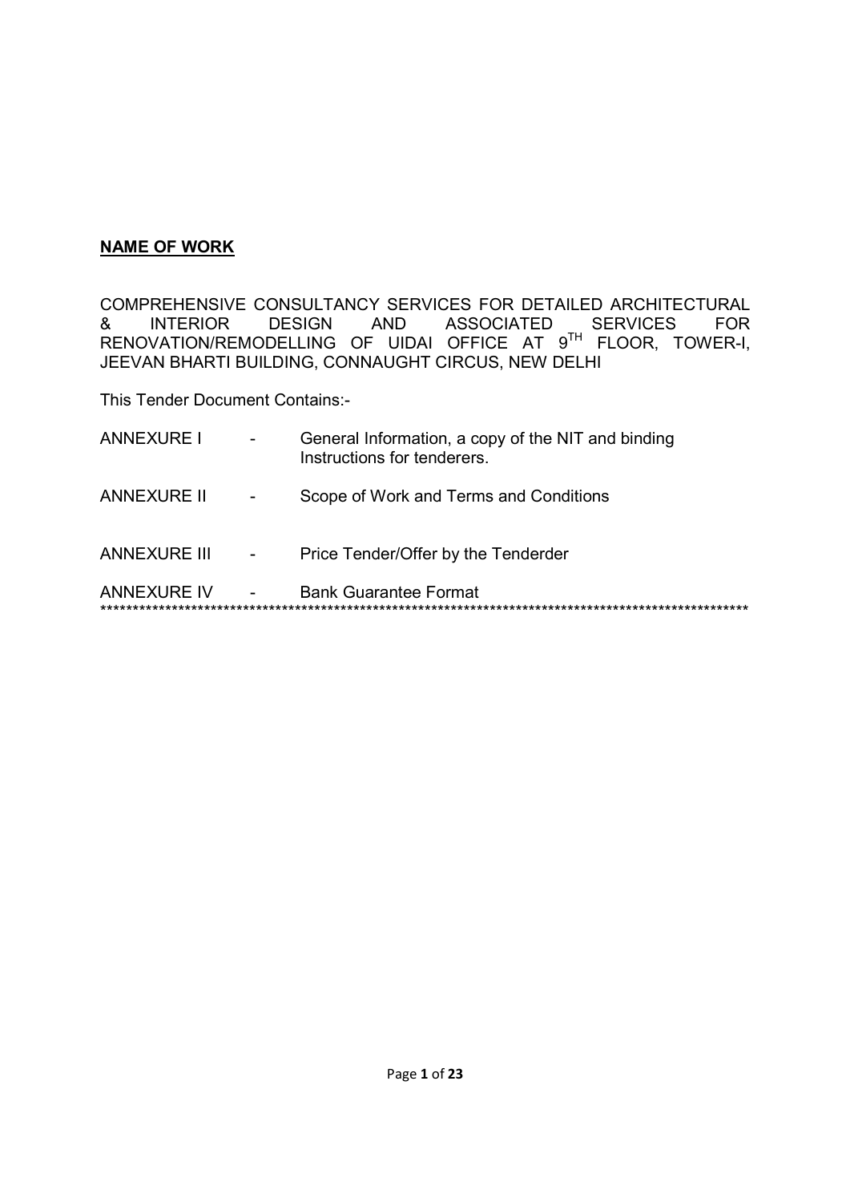**NAME OF WORK**

COMPREHENSIVE CONSULTANCY SERVICES FOR DETAILED ARCHITECTURAL & INTERIOR DESIGN AND ASSOCIATED SERVICES FOR RENOVATION/REMODELLING OF UIDAI OFFICE AT 9$^{TH}$ FLOOR, TOWER-I, JEEVAN BHARTI BUILDING, CONNAUGHT CIRCUS, NEW DELHI

This Tender Document Contains:-

| | | |
|---|---|---|
| ANNEXURE I | - | General Information, a copy of the NIT and binding Instructions for tenderers. |
| ANNEXURE II | - | Scope of Work and Terms and Conditions |
| ANNEXURE III | - | Price Tender/Offer by the Tenderder |
| ANNEXURE IV | - | Bank Guarantee Format |

****************************************************************************************************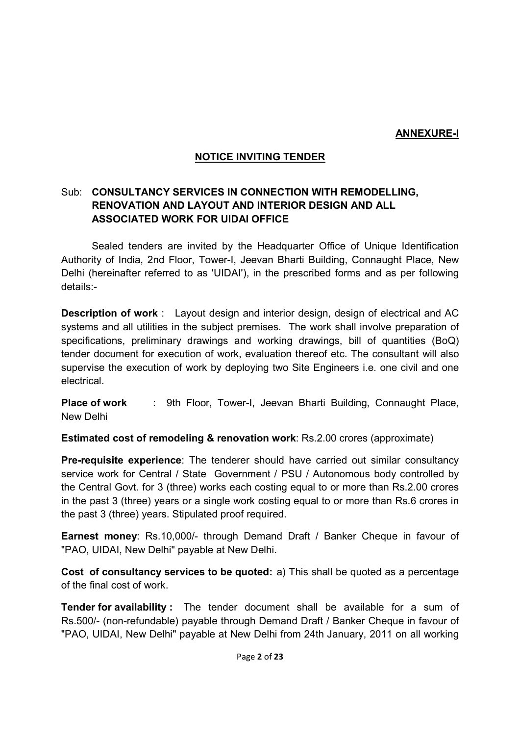**ANNEXURE-I**

## NOTICE INVITING TENDER

Sub: **CONSULTANCY SERVICES IN CONNECTION WITH REMODELLING, RENOVATION AND LAYOUT AND INTERIOR DESIGN AND ALL ASSOCIATED WORK FOR UIDAI OFFICE**

Sealed tenders are invited by the Headquarter Office of Unique Identification Authority of India, 2nd Floor, Tower-I, Jeevan Bharti Building, Connaught Place, New Delhi (hereinafter referred to as 'UIDAI'), in the prescribed forms and as per following details:-

**Description of work** : Layout design and interior design, design of electrical and AC systems and all utilities in the subject premises. The work shall involve preparation of specifications, preliminary drawings and working drawings, bill of quantities (BoQ) tender document for execution of work, evaluation thereof etc. The consultant will also supervise the execution of work by deploying two Site Engineers i.e. one civil and one electrical.

**Place of work** : 9th Floor, Tower-I, Jeevan Bharti Building, Connaught Place, New Delhi

**Estimated cost of remodeling & renovation work**: Rs.2.00 crores (approximate)

**Pre-requisite experience**: The tenderer should have carried out similar consultancy service work for Central / State Government / PSU / Autonomous body controlled by the Central Govt. for 3 (three) works each costing equal to or more than Rs.2.00 crores in the past 3 (three) years or a single work costing equal to or more than Rs.6 crores in the past 3 (three) years. Stipulated proof required.

**Earnest money**: Rs.10,000/- through Demand Draft / Banker Cheque in favour of "PAO, UIDAI, New Delhi" payable at New Delhi.

**Cost of consultancy services to be quoted:** a) This shall be quoted as a percentage of the final cost of work.

**Tender for availability :** The tender document shall be available for a sum of Rs.500/- (non-refundable) payable through Demand Draft / Banker Cheque in favour of "PAO, UIDAI, New Delhi" payable at New Delhi from 24th January, 2011 on all working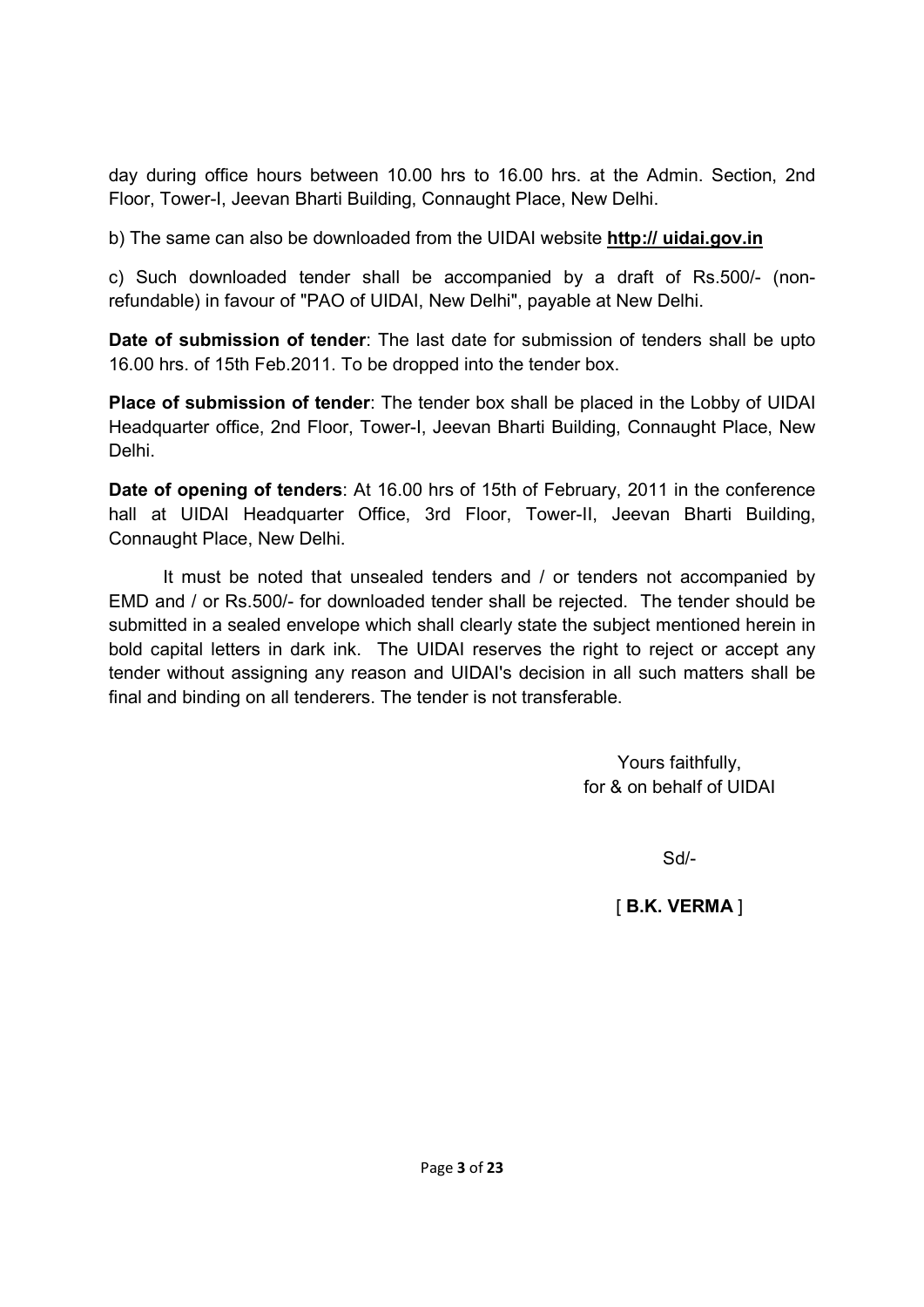day during office hours between 10.00 hrs to 16.00 hrs. at the Admin. Section, 2nd Floor, Tower-I, Jeevan Bharti Building, Connaught Place, New Delhi.

b) The same can also be downloaded from the UIDAI website **http:// uidai.gov.in**

c) Such downloaded tender shall be accompanied by a draft of Rs.500/- (non-refundable) in favour of "PAO of UIDAI, New Delhi", payable at New Delhi.

**Date of submission of tender**: The last date for submission of tenders shall be upto 16.00 hrs. of 15th Feb.2011. To be dropped into the tender box.

**Place of submission of tender**: The tender box shall be placed in the Lobby of UIDAI Headquarter office, 2nd Floor, Tower-I, Jeevan Bharti Building, Connaught Place, New Delhi.

**Date of opening of tenders**: At 16.00 hrs of 15th of February, 2011 in the conference hall at UIDAI Headquarter Office, 3rd Floor, Tower-II, Jeevan Bharti Building, Connaught Place, New Delhi.

It must be noted that unsealed tenders and / or tenders not accompanied by EMD and / or Rs.500/- for downloaded tender shall be rejected. The tender should be submitted in a sealed envelope which shall clearly state the subject mentioned herein in bold capital letters in dark ink. The UIDAI reserves the right to reject or accept any tender without assigning any reason and UIDAI's decision in all such matters shall be final and binding on all tenderers. The tender is not transferable.

Yours faithfully,
for & on behalf of UIDAI

Sd/-

[ **B.K. VERMA** ]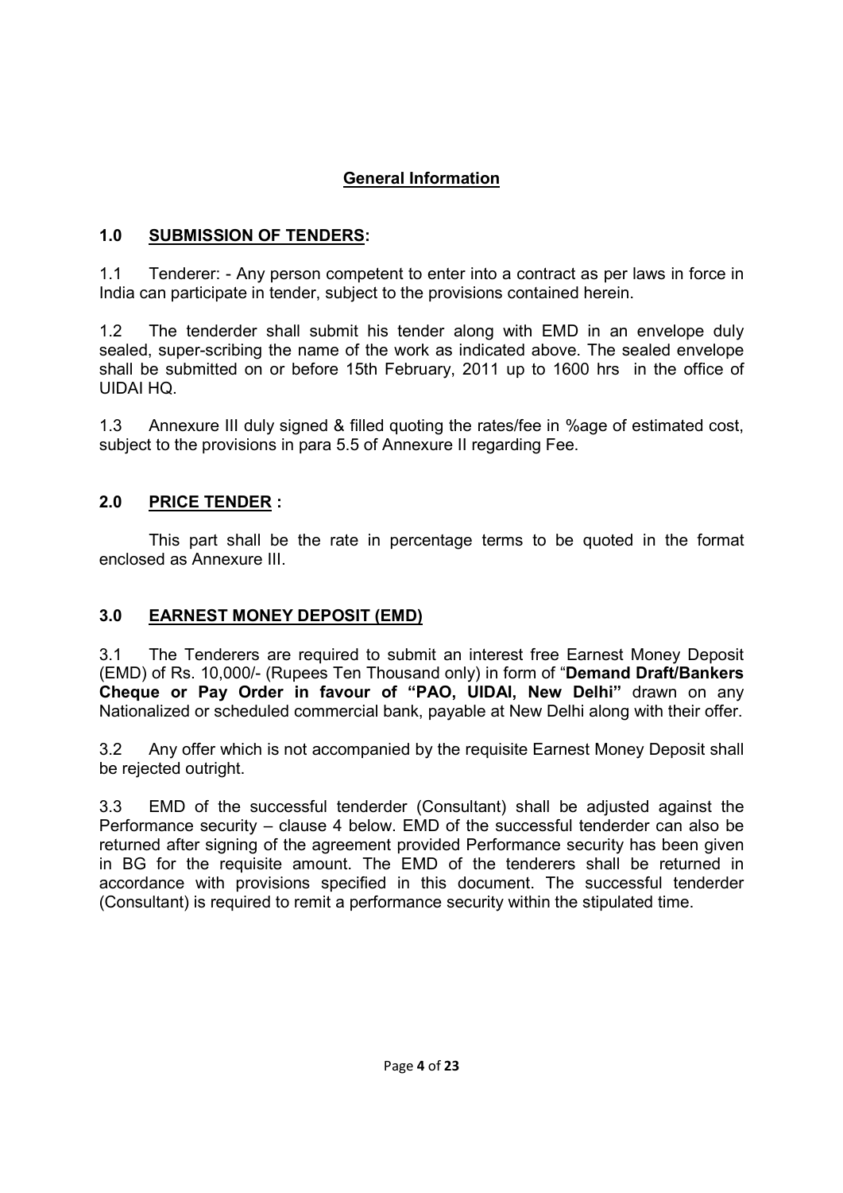# General Information

## 1.0 SUBMISSION OF TENDERS:

1.1 Tenderer: - Any person competent to enter into a contract as per laws in force in India can participate in tender, subject to the provisions contained herein.

1.2 The tenderder shall submit his tender along with EMD in an envelope duly sealed, super-scribing the name of the work as indicated above. The sealed envelope shall be submitted on or before 15th February, 2011 up to 1600 hrs in the office of UIDAI HQ.

1.3 Annexure III duly signed & filled quoting the rates/fee in %age of estimated cost, subject to the provisions in para 5.5 of Annexure II regarding Fee.

## 2.0 PRICE TENDER :

This part shall be the rate in percentage terms to be quoted in the format enclosed as Annexure III.

## 3.0 EARNEST MONEY DEPOSIT (EMD)

3.1 The Tenderers are required to submit an interest free Earnest Money Deposit (EMD) of Rs. 10,000/- (Rupees Ten Thousand only) in form of "**Demand Draft/Bankers Cheque or Pay Order in favour of "PAO, UIDAI, New Delhi"** drawn on any Nationalized or scheduled commercial bank, payable at New Delhi along with their offer.

3.2 Any offer which is not accompanied by the requisite Earnest Money Deposit shall be rejected outright.

3.3 EMD of the successful tenderder (Consultant) shall be adjusted against the Performance security – clause 4 below. EMD of the successful tenderder can also be returned after signing of the agreement provided Performance security has been given in BG for the requisite amount. The EMD of the tenderers shall be returned in accordance with provisions specified in this document. The successful tenderder (Consultant) is required to remit a performance security within the stipulated time.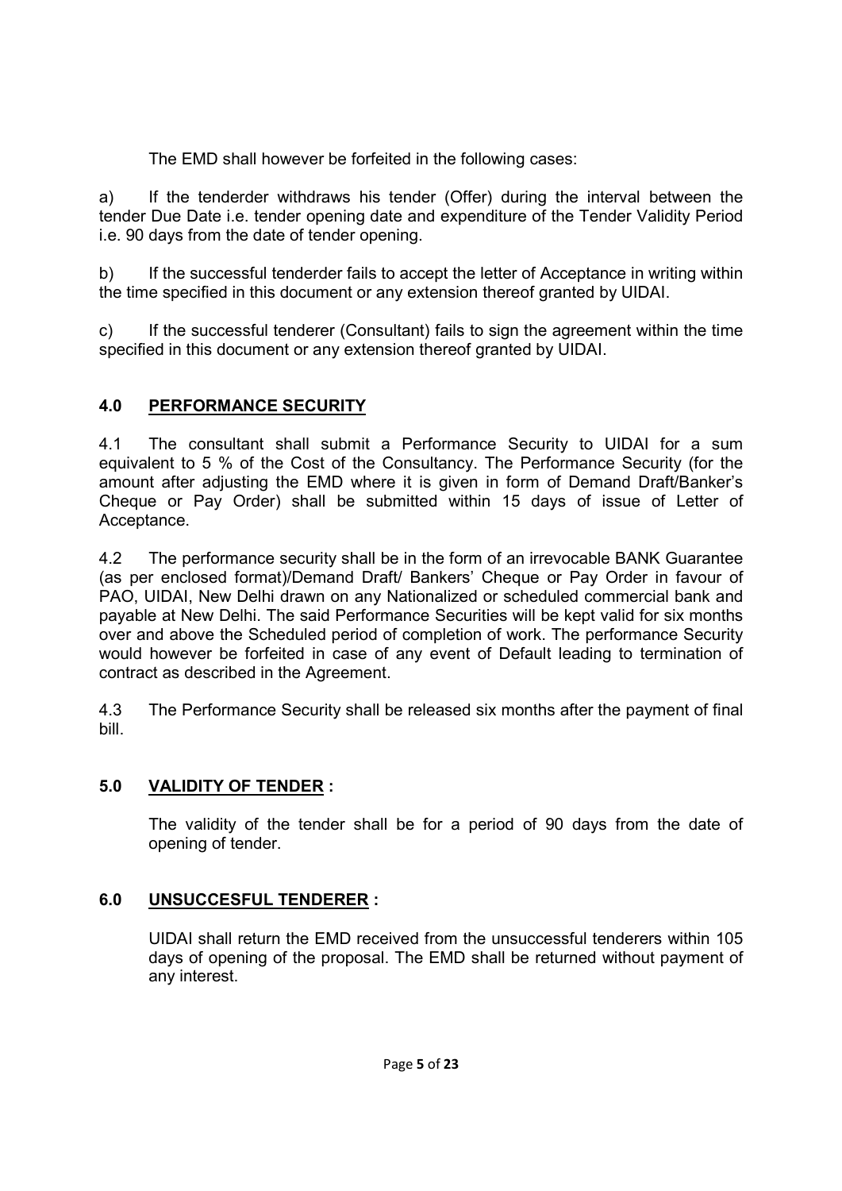The EMD shall however be forfeited in the following cases:

a) If the tenderder withdraws his tender (Offer) during the interval between the tender Due Date i.e. tender opening date and expenditure of the Tender Validity Period i.e. 90 days from the date of tender opening.

b) If the successful tenderder fails to accept the letter of Acceptance in writing within the time specified in this document or any extension thereof granted by UIDAI.

c) If the successful tenderer (Consultant) fails to sign the agreement within the time specified in this document or any extension thereof granted by UIDAI.

## 4.0 PERFORMANCE SECURITY

4.1 The consultant shall submit a Performance Security to UIDAI for a sum equivalent to 5 % of the Cost of the Consultancy. The Performance Security (for the amount after adjusting the EMD where it is given in form of Demand Draft/Banker's Cheque or Pay Order) shall be submitted within 15 days of issue of Letter of Acceptance.

4.2 The performance security shall be in the form of an irrevocable BANK Guarantee (as per enclosed format)/Demand Draft/ Bankers' Cheque or Pay Order in favour of PAO, UIDAI, New Delhi drawn on any Nationalized or scheduled commercial bank and payable at New Delhi. The said Performance Securities will be kept valid for six months over and above the Scheduled period of completion of work. The performance Security would however be forfeited in case of any event of Default leading to termination of contract as described in the Agreement.

4.3 The Performance Security shall be released six months after the payment of final bill.

## 5.0 VALIDITY OF TENDER :

The validity of the tender shall be for a period of 90 days from the date of opening of tender.

## 6.0 UNSUCCESFUL TENDERER :

UIDAI shall return the EMD received from the unsuccessful tenderers within 105 days of opening of the proposal. The EMD shall be returned without payment of any interest.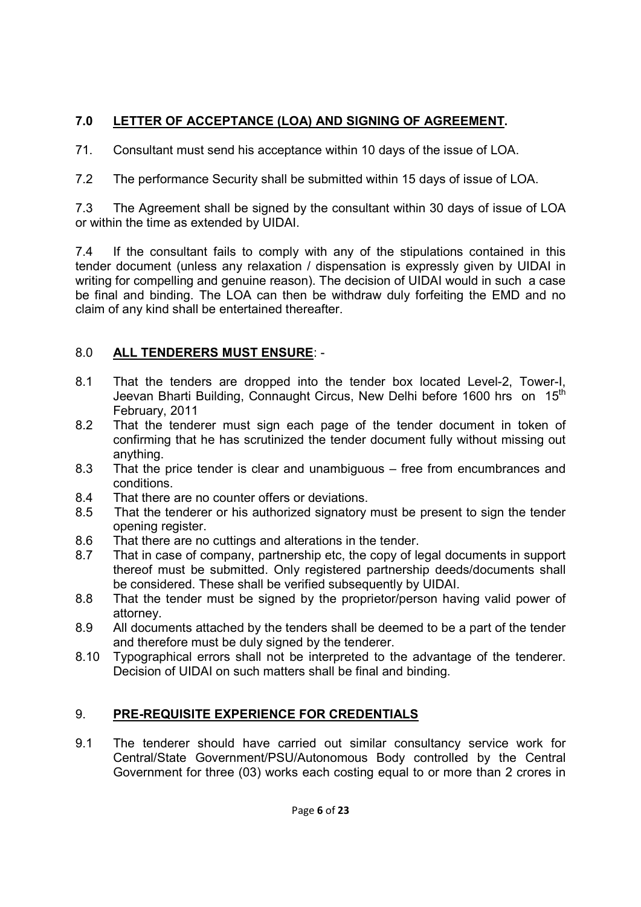## 7.0 LETTER OF ACCEPTANCE (LOA) AND SIGNING OF AGREEMENT.

71. Consultant must send his acceptance within 10 days of the issue of LOA.

7.2 The performance Security shall be submitted within 15 days of issue of LOA.

7.3 The Agreement shall be signed by the consultant within 30 days of issue of LOA or within the time as extended by UIDAI.

7.4 If the consultant fails to comply with any of the stipulations contained in this tender document (unless any relaxation / dispensation is expressly given by UIDAI in writing for compelling and genuine reason). The decision of UIDAI would in such a case be final and binding. The LOA can then be withdraw duly forfeiting the EMD and no claim of any kind shall be entertained thereafter.

## 8.0 ALL TENDERERS MUST ENSURE: -

8.1 That the tenders are dropped into the tender box located Level-2, Tower-I, Jeevan Bharti Building, Connaught Circus, New Delhi before 1600 hrs on 15th February, 2011

8.2 That the tenderer must sign each page of the tender document in token of confirming that he has scrutinized the tender document fully without missing out anything.

8.3 That the price tender is clear and unambiguous – free from encumbrances and conditions.

8.4 That there are no counter offers or deviations.

8.5 That the tenderer or his authorized signatory must be present to sign the tender opening register.

8.6 That there are no cuttings and alterations in the tender.

8.7 That in case of company, partnership etc, the copy of legal documents in support thereof must be submitted. Only registered partnership deeds/documents shall be considered. These shall be verified subsequently by UIDAI.

8.8 That the tender must be signed by the proprietor/person having valid power of attorney.

8.9 All documents attached by the tenders shall be deemed to be a part of the tender and therefore must be duly signed by the tenderer.

8.10 Typographical errors shall not be interpreted to the advantage of the tenderer. Decision of UIDAI on such matters shall be final and binding.

## 9. PRE-REQUISITE EXPERIENCE FOR CREDENTIALS

9.1 The tenderer should have carried out similar consultancy service work for Central/State Government/PSU/Autonomous Body controlled by the Central Government for three (03) works each costing equal to or more than 2 crores in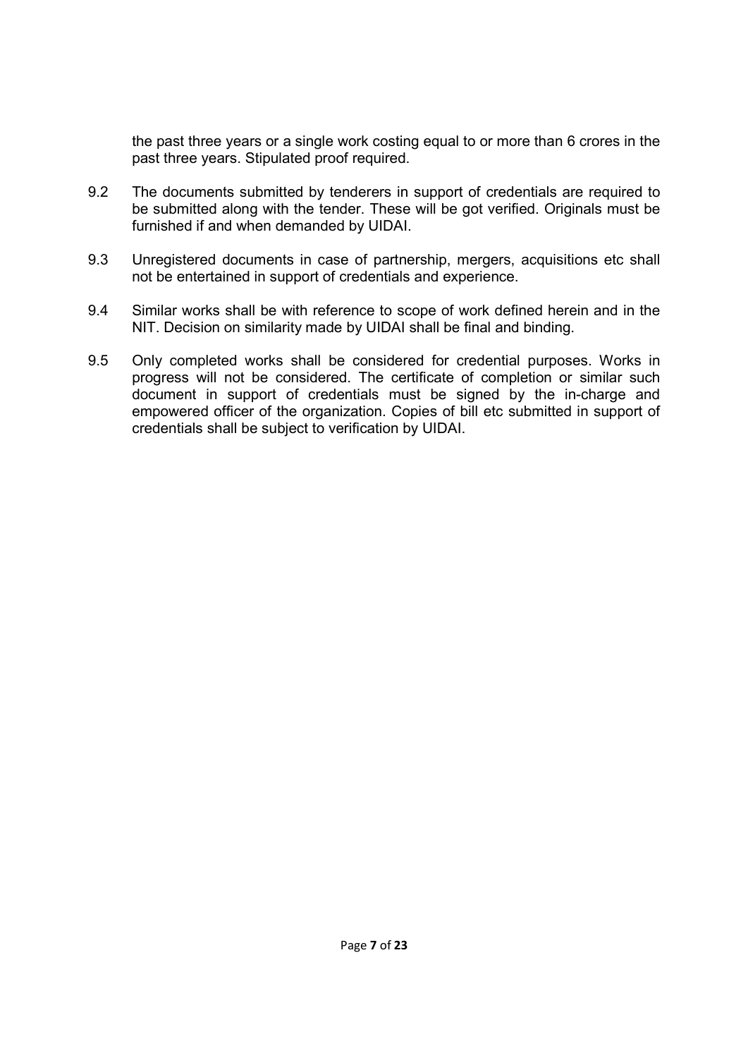the past three years or a single work costing equal to or more than 6 crores in the past three years. Stipulated proof required.

9.2 The documents submitted by tenderers in support of credentials are required to be submitted along with the tender. These will be got verified. Originals must be furnished if and when demanded by UIDAI.

9.3 Unregistered documents in case of partnership, mergers, acquisitions etc shall not be entertained in support of credentials and experience.

9.4 Similar works shall be with reference to scope of work defined herein and in the NIT. Decision on similarity made by UIDAI shall be final and binding.

9.5 Only completed works shall be considered for credential purposes. Works in progress will not be considered. The certificate of completion or similar such document in support of credentials must be signed by the in-charge and empowered officer of the organization. Copies of bill etc submitted in support of credentials shall be subject to verification by UIDAI.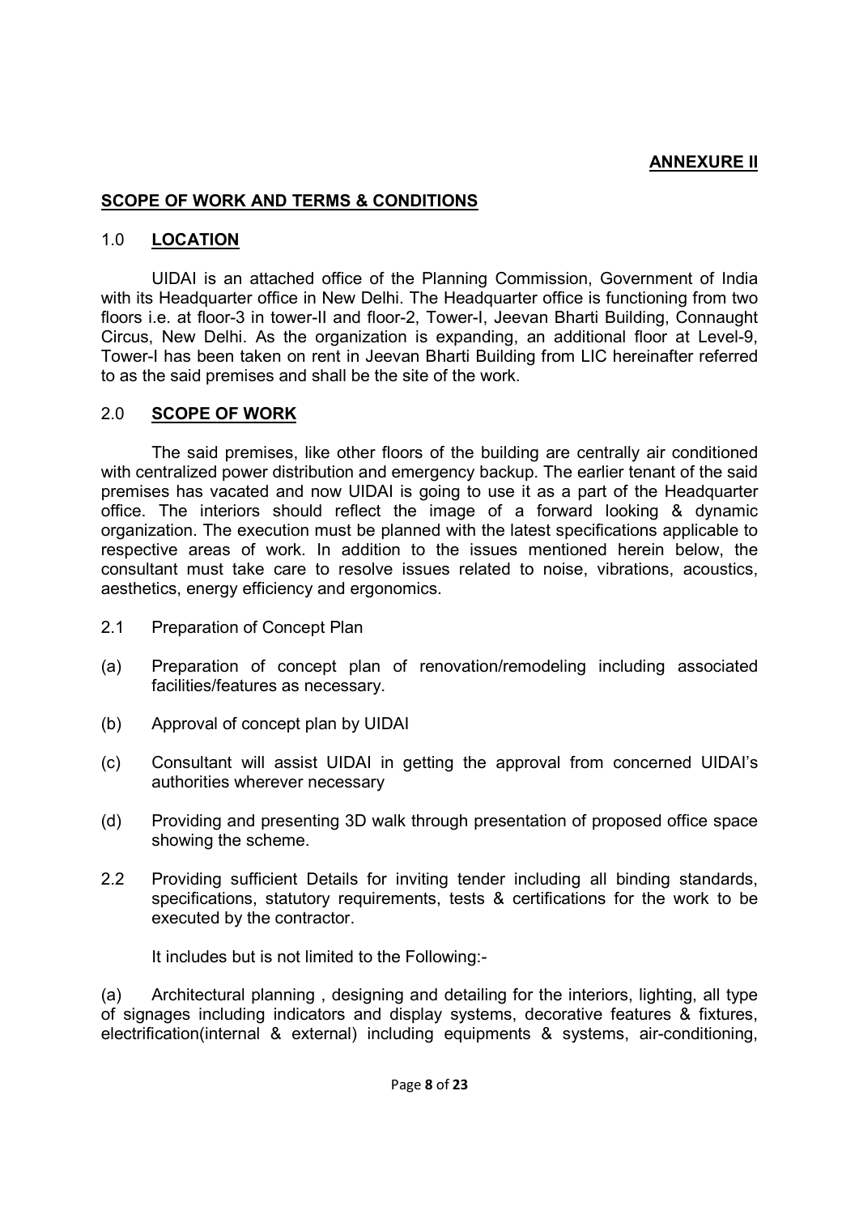**ANNEXURE II**

## SCOPE OF WORK AND TERMS & CONDITIONS

### 1.0 LOCATION

UIDAI is an attached office of the Planning Commission, Government of India with its Headquarter office in New Delhi. The Headquarter office is functioning from two floors i.e. at floor-3 in tower-II and floor-2, Tower-I, Jeevan Bharti Building, Connaught Circus, New Delhi. As the organization is expanding, an additional floor at Level-9, Tower-I has been taken on rent in Jeevan Bharti Building from LIC hereinafter referred to as the said premises and shall be the site of the work.

### 2.0 SCOPE OF WORK

The said premises, like other floors of the building are centrally air conditioned with centralized power distribution and emergency backup. The earlier tenant of the said premises has vacated and now UIDAI is going to use it as a part of the Headquarter office. The interiors should reflect the image of a forward looking & dynamic organization. The execution must be planned with the latest specifications applicable to respective areas of work. In addition to the issues mentioned herein below, the consultant must take care to resolve issues related to noise, vibrations, acoustics, aesthetics, energy efficiency and ergonomics.

2.1 Preparation of Concept Plan

(a) Preparation of concept plan of renovation/remodeling including associated facilities/features as necessary.

(b) Approval of concept plan by UIDAI

(c) Consultant will assist UIDAI in getting the approval from concerned UIDAI's authorities wherever necessary

(d) Providing and presenting 3D walk through presentation of proposed office space showing the scheme.

2.2 Providing sufficient Details for inviting tender including all binding standards, specifications, statutory requirements, tests & certifications for the work to be executed by the contractor.

It includes but is not limited to the Following:-

(a) Architectural planning , designing and detailing for the interiors, lighting, all type of signages including indicators and display systems, decorative features & fixtures, electrification(internal & external) including equipments & systems, air-conditioning,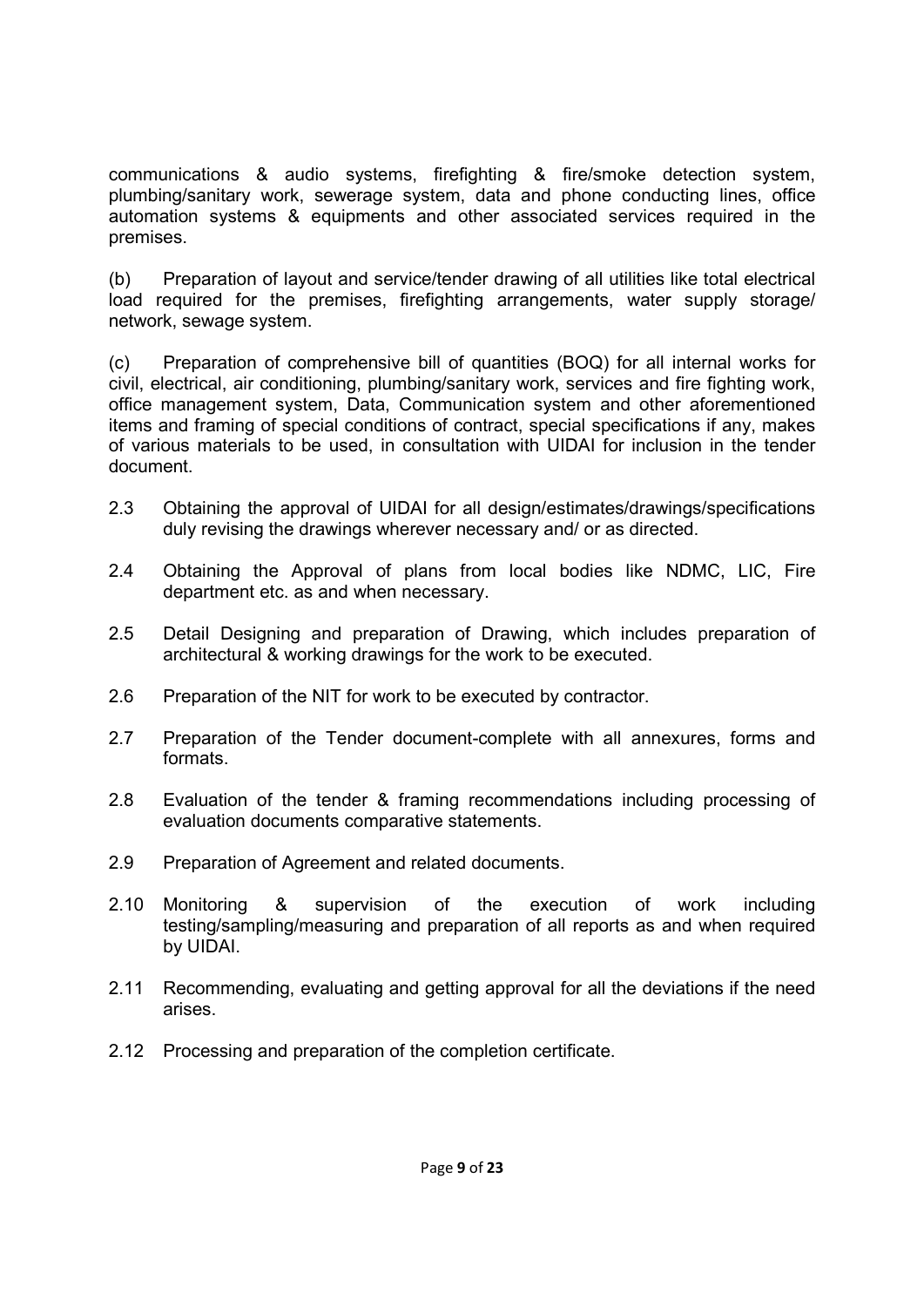communications & audio systems, firefighting & fire/smoke detection system, plumbing/sanitary work, sewerage system, data and phone conducting lines, office automation systems & equipments and other associated services required in the premises.

(b) Preparation of layout and service/tender drawing of all utilities like total electrical load required for the premises, firefighting arrangements, water supply storage/ network, sewage system.

(c) Preparation of comprehensive bill of quantities (BOQ) for all internal works for civil, electrical, air conditioning, plumbing/sanitary work, services and fire fighting work, office management system, Data, Communication system and other aforementioned items and framing of special conditions of contract, special specifications if any, makes of various materials to be used, in consultation with UIDAI for inclusion in the tender document.

2.3 Obtaining the approval of UIDAI for all design/estimates/drawings/specifications duly revising the drawings wherever necessary and/ or as directed.

2.4 Obtaining the Approval of plans from local bodies like NDMC, LIC, Fire department etc. as and when necessary.

2.5 Detail Designing and preparation of Drawing, which includes preparation of architectural & working drawings for the work to be executed.

2.6 Preparation of the NIT for work to be executed by contractor.

2.7 Preparation of the Tender document-complete with all annexures, forms and formats.

2.8 Evaluation of the tender & framing recommendations including processing of evaluation documents comparative statements.

2.9 Preparation of Agreement and related documents.

2.10 Monitoring & supervision of the execution of work including testing/sampling/measuring and preparation of all reports as and when required by UIDAI.

2.11 Recommending, evaluating and getting approval for all the deviations if the need arises.

2.12 Processing and preparation of the completion certificate.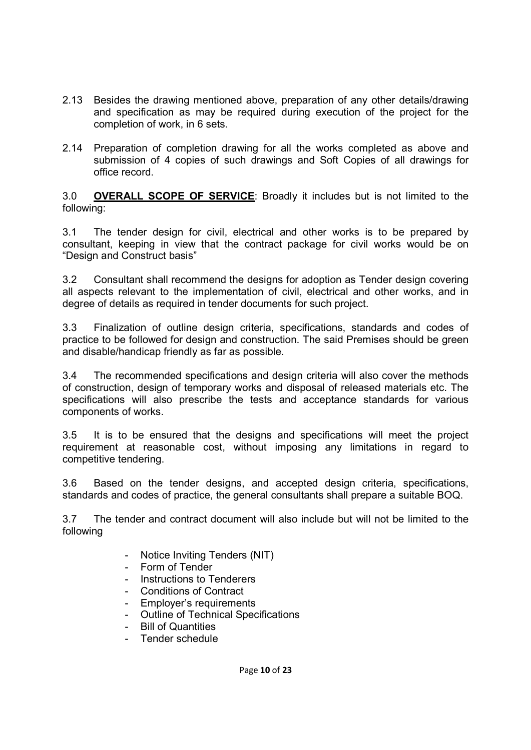2.13 Besides the drawing mentioned above, preparation of any other details/drawing and specification as may be required during execution of the project for the completion of work, in 6 sets.

2.14 Preparation of completion drawing for all the works completed as above and submission of 4 copies of such drawings and Soft Copies of all drawings for office record.

3.0 **OVERALL SCOPE OF SERVICE**: Broadly it includes but is not limited to the following:

3.1 The tender design for civil, electrical and other works is to be prepared by consultant, keeping in view that the contract package for civil works would be on "Design and Construct basis"

3.2 Consultant shall recommend the designs for adoption as Tender design covering all aspects relevant to the implementation of civil, electrical and other works, and in degree of details as required in tender documents for such project.

3.3 Finalization of outline design criteria, specifications, standards and codes of practice to be followed for design and construction. The said Premises should be green and disable/handicap friendly as far as possible.

3.4 The recommended specifications and design criteria will also cover the methods of construction, design of temporary works and disposal of released materials etc. The specifications will also prescribe the tests and acceptance standards for various components of works.

3.5 It is to be ensured that the designs and specifications will meet the project requirement at reasonable cost, without imposing any limitations in regard to competitive tendering.

3.6 Based on the tender designs, and accepted design criteria, specifications, standards and codes of practice, the general consultants shall prepare a suitable BOQ.

3.7 The tender and contract document will also include but will not be limited to the following

- Notice Inviting Tenders (NIT)
- Form of Tender
- Instructions to Tenderers
- Conditions of Contract
- Employer's requirements
- Outline of Technical Specifications
- Bill of Quantities
- Tender schedule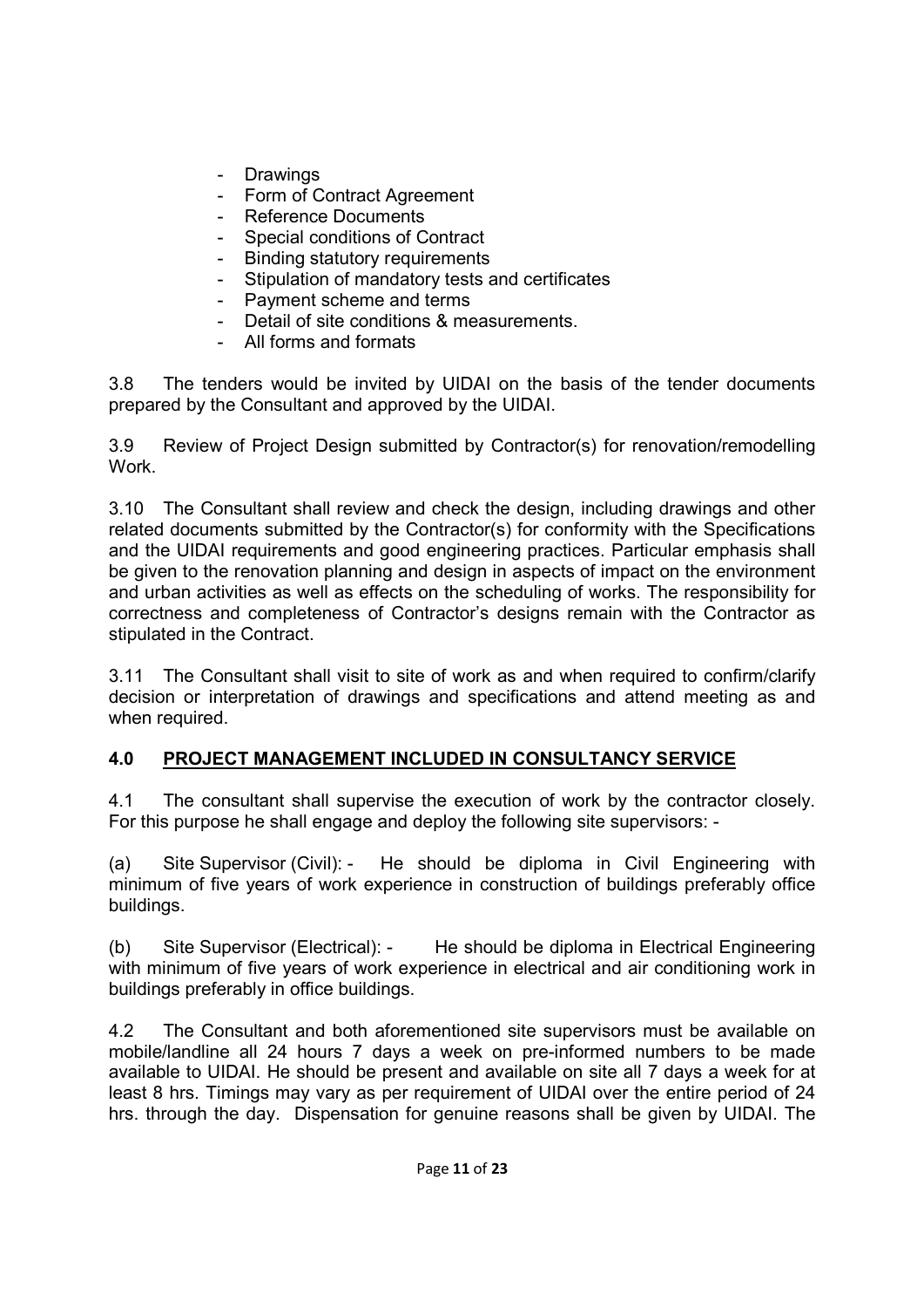- Drawings
- Form of Contract Agreement
- Reference Documents
- Special conditions of Contract
- Binding statutory requirements
- Stipulation of mandatory tests and certificates
- Payment scheme and terms
- Detail of site conditions & measurements.
- All forms and formats

3.8 The tenders would be invited by UIDAI on the basis of the tender documents prepared by the Consultant and approved by the UIDAI.

3.9 Review of Project Design submitted by Contractor(s) for renovation/remodelling Work.

3.10 The Consultant shall review and check the design, including drawings and other related documents submitted by the Contractor(s) for conformity with the Specifications and the UIDAI requirements and good engineering practices. Particular emphasis shall be given to the renovation planning and design in aspects of impact on the environment and urban activities as well as effects on the scheduling of works. The responsibility for correctness and completeness of Contractor's designs remain with the Contractor as stipulated in the Contract.

3.11 The Consultant shall visit to site of work as and when required to confirm/clarify decision or interpretation of drawings and specifications and attend meeting as and when required.

## 4.0 PROJECT MANAGEMENT INCLUDED IN CONSULTANCY SERVICE

4.1 The consultant shall supervise the execution of work by the contractor closely. For this purpose he shall engage and deploy the following site supervisors: -

(a) Site Supervisor (Civil): - He should be diploma in Civil Engineering with minimum of five years of work experience in construction of buildings preferably office buildings.

(b) Site Supervisor (Electrical): - He should be diploma in Electrical Engineering with minimum of five years of work experience in electrical and air conditioning work in buildings preferably in office buildings.

4.2 The Consultant and both aforementioned site supervisors must be available on mobile/landline all 24 hours 7 days a week on pre-informed numbers to be made available to UIDAI. He should be present and available on site all 7 days a week for at least 8 hrs. Timings may vary as per requirement of UIDAI over the entire period of 24 hrs. through the day. Dispensation for genuine reasons shall be given by UIDAI. The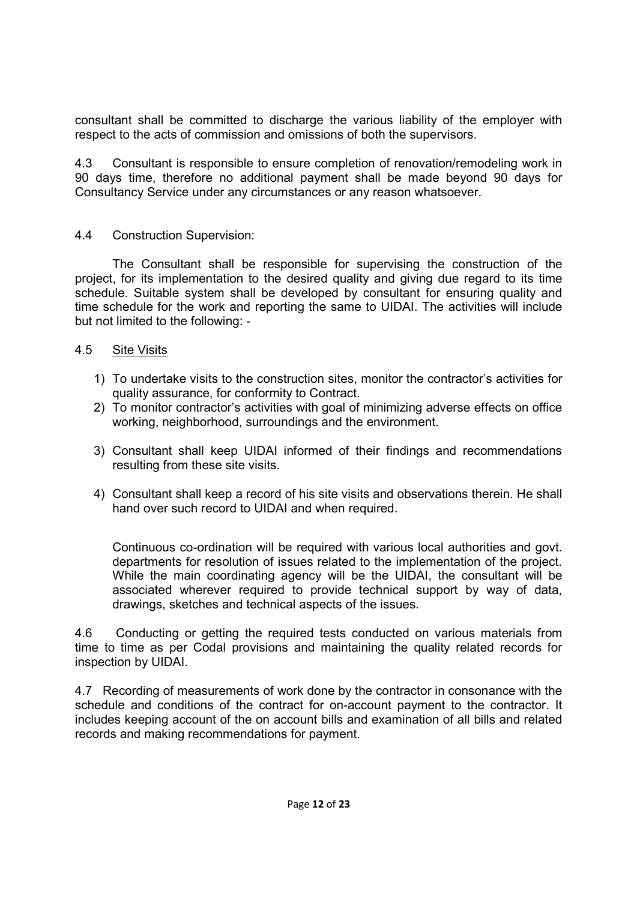consultant shall be committed to discharge the various liability of the employer with respect to the acts of commission and omissions of both the supervisors.

4.3 Consultant is responsible to ensure completion of renovation/remodeling work in 90 days time, therefore no additional payment shall be made beyond 90 days for Consultancy Service under any circumstances or any reason whatsoever.

4.4 Construction Supervision:

The Consultant shall be responsible for supervising the construction of the project, for its implementation to the desired quality and giving due regard to its time schedule. Suitable system shall be developed by consultant for ensuring quality and time schedule for the work and reporting the same to UIDAI. The activities will include but not limited to the following: -

4.5 Site Visits

1) To undertake visits to the construction sites, monitor the contractor's activities for quality assurance, for conformity to Contract.
2) To monitor contractor's activities with goal of minimizing adverse effects on office working, neighborhood, surroundings and the environment.
3) Consultant shall keep UIDAI informed of their findings and recommendations resulting from these site visits.
4) Consultant shall keep a record of his site visits and observations therein. He shall hand over such record to UIDAI and when required.

Continuous co-ordination will be required with various local authorities and govt. departments for resolution of issues related to the implementation of the project. While the main coordinating agency will be the UIDAI, the consultant will be associated wherever required to provide technical support by way of data, drawings, sketches and technical aspects of the issues.

4.6 Conducting or getting the required tests conducted on various materials from time to time as per Codal provisions and maintaining the quality related records for inspection by UIDAI.

4.7 Recording of measurements of work done by the contractor in consonance with the schedule and conditions of the contract for on-account payment to the contractor. It includes keeping account of the on account bills and examination of all bills and related records and making recommendations for payment.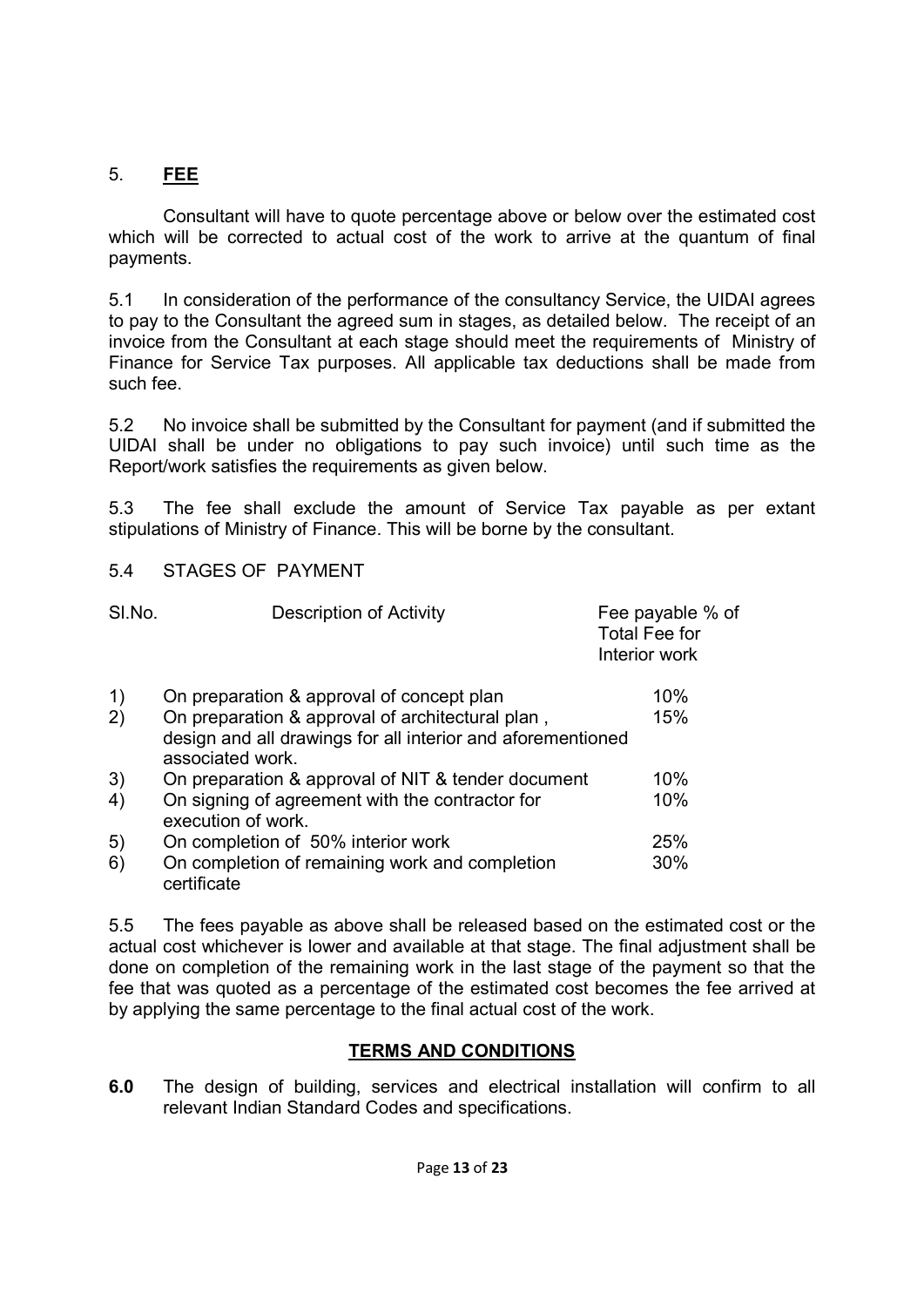## 5. **FEE**

Consultant will have to quote percentage above or below over the estimated cost which will be corrected to actual cost of the work to arrive at the quantum of final payments.

5.1 In consideration of the performance of the consultancy Service, the UIDAI agrees to pay to the Consultant the agreed sum in stages, as detailed below. The receipt of an invoice from the Consultant at each stage should meet the requirements of Ministry of Finance for Service Tax purposes. All applicable tax deductions shall be made from such fee.

5.2 No invoice shall be submitted by the Consultant for payment (and if submitted the UIDAI shall be under no obligations to pay such invoice) until such time as the Report/work satisfies the requirements as given below.

5.3 The fee shall exclude the amount of Service Tax payable as per extant stipulations of Ministry of Finance. This will be borne by the consultant.

5.4 STAGES OF PAYMENT

| Sl.No. | Description of Activity | Fee payable % of Total Fee for Interior work |
|---|---|---|
| 1) | On preparation & approval of concept plan | 10% |
| 2) | On preparation & approval of architectural plan , design and all drawings for all interior and aforementioned associated work. | 15% |
| 3) | On preparation & approval of NIT & tender document | 10% |
| 4) | On signing of agreement with the contractor for execution of work. | 10% |
| 5) | On completion of 50% interior work | 25% |
| 6) | On completion of remaining work and completion certificate | 30% |

5.5 The fees payable as above shall be released based on the estimated cost or the actual cost whichever is lower and available at that stage. The final adjustment shall be done on completion of the remaining work in the last stage of the payment so that the fee that was quoted as a percentage of the estimated cost becomes the fee arrived at by applying the same percentage to the final actual cost of the work.

## **TERMS AND CONDITIONS**

**6.0** The design of building, services and electrical installation will confirm to all relevant Indian Standard Codes and specifications.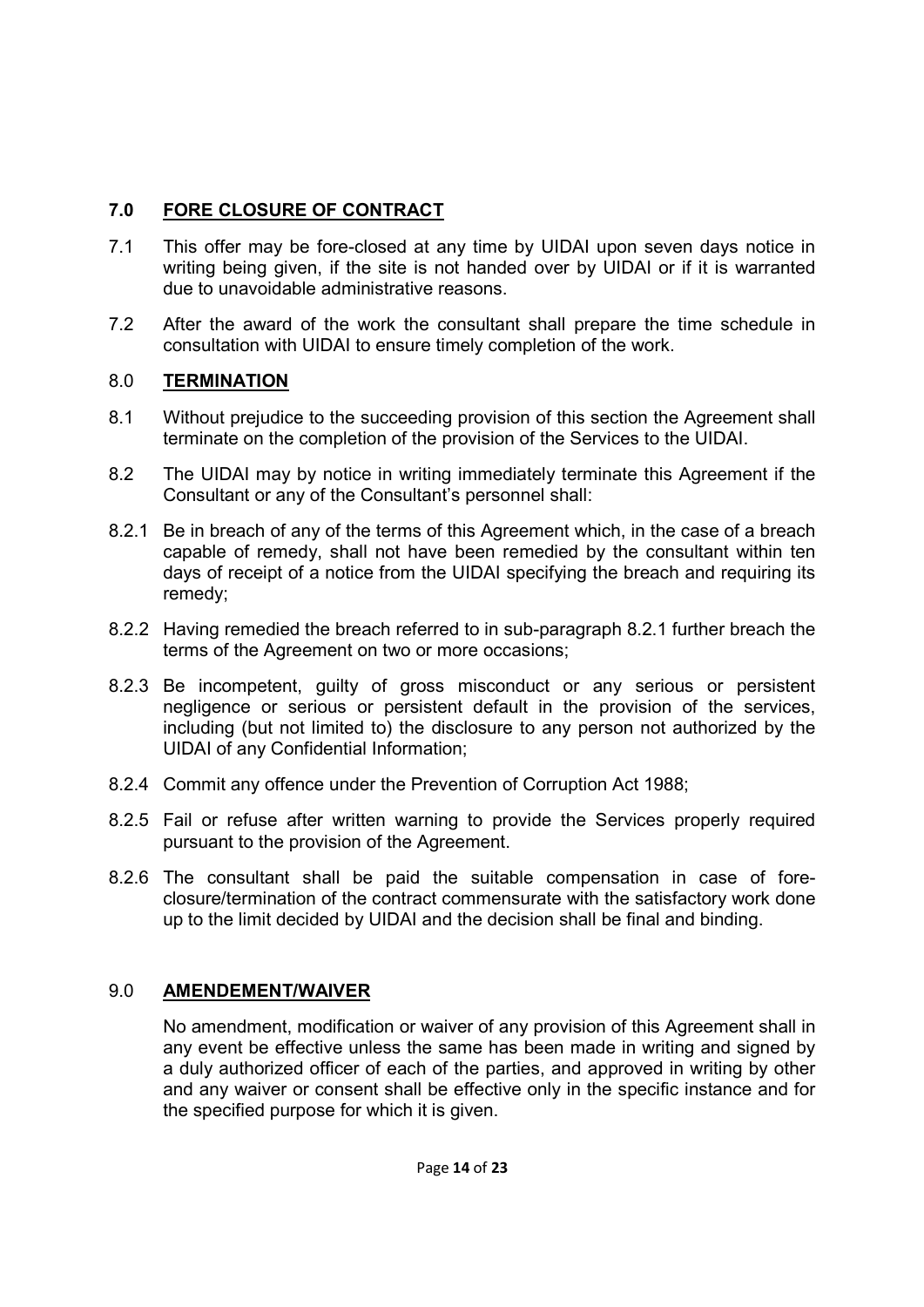## 7.0 FORE CLOSURE OF CONTRACT

7.1 This offer may be fore-closed at any time by UIDAI upon seven days notice in writing being given, if the site is not handed over by UIDAI or if it is warranted due to unavoidable administrative reasons.

7.2 After the award of the work the consultant shall prepare the time schedule in consultation with UIDAI to ensure timely completion of the work.

## 8.0 TERMINATION

8.1 Without prejudice to the succeeding provision of this section the Agreement shall terminate on the completion of the provision of the Services to the UIDAI.

8.2 The UIDAI may by notice in writing immediately terminate this Agreement if the Consultant or any of the Consultant's personnel shall:

8.2.1 Be in breach of any of the terms of this Agreement which, in the case of a breach capable of remedy, shall not have been remedied by the consultant within ten days of receipt of a notice from the UIDAI specifying the breach and requiring its remedy;

8.2.2 Having remedied the breach referred to in sub-paragraph 8.2.1 further breach the terms of the Agreement on two or more occasions;

8.2.3 Be incompetent, guilty of gross misconduct or any serious or persistent negligence or serious or persistent default in the provision of the services, including (but not limited to) the disclosure to any person not authorized by the UIDAI of any Confidential Information;

8.2.4 Commit any offence under the Prevention of Corruption Act 1988;

8.2.5 Fail or refuse after written warning to provide the Services properly required pursuant to the provision of the Agreement.

8.2.6 The consultant shall be paid the suitable compensation in case of fore-closure/termination of the contract commensurate with the satisfactory work done up to the limit decided by UIDAI and the decision shall be final and binding.

## 9.0 AMENDEMENT/WAIVER

No amendment, modification or waiver of any provision of this Agreement shall in any event be effective unless the same has been made in writing and signed by a duly authorized officer of each of the parties, and approved in writing by other and any waiver or consent shall be effective only in the specific instance and for the specified purpose for which it is given.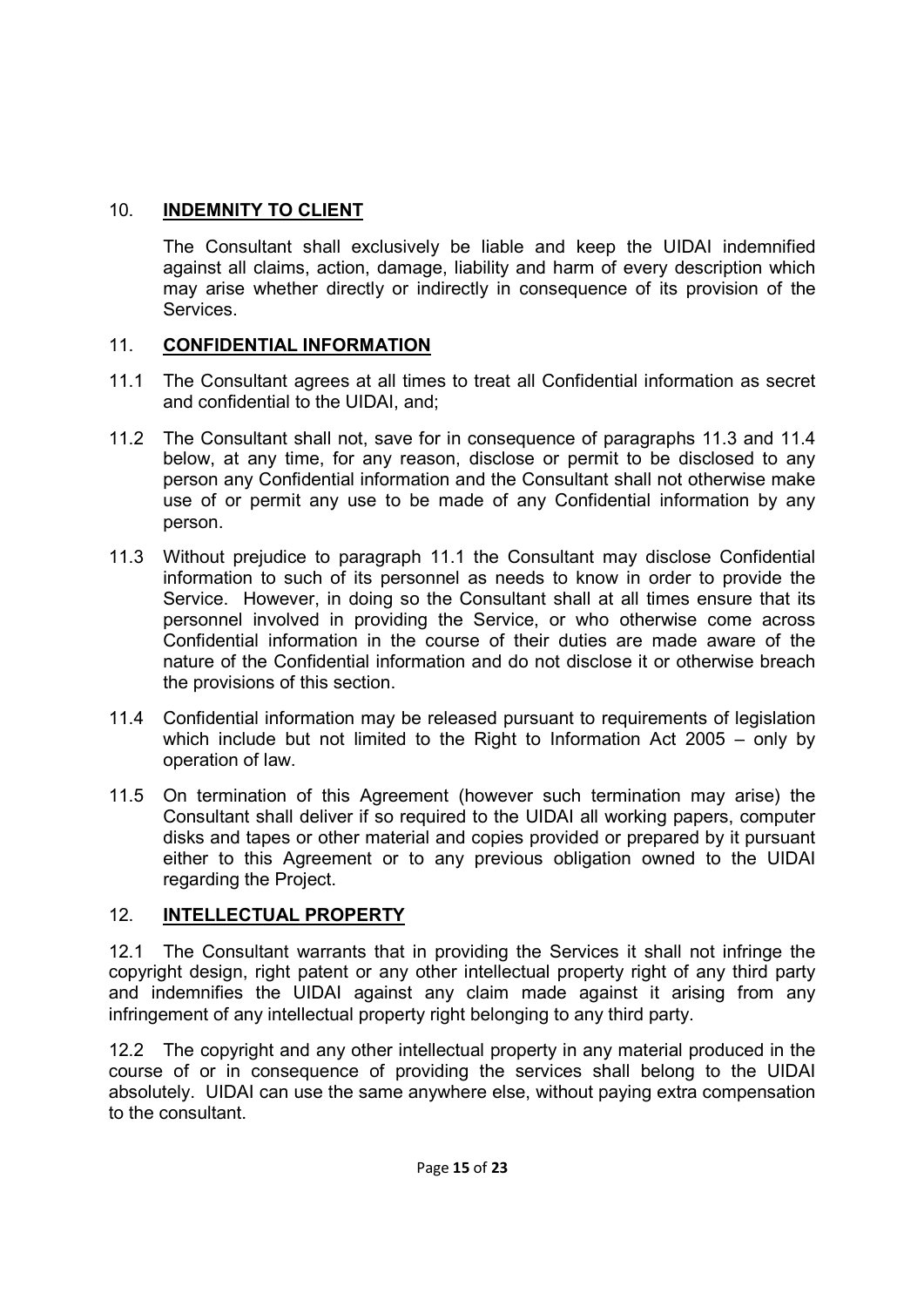## 10. INDEMNITY TO CLIENT

The Consultant shall exclusively be liable and keep the UIDAI indemnified against all claims, action, damage, liability and harm of every description which may arise whether directly or indirectly in consequence of its provision of the Services.

## 11. CONFIDENTIAL INFORMATION

11.1 The Consultant agrees at all times to treat all Confidential information as secret and confidential to the UIDAI, and;

11.2 The Consultant shall not, save for in consequence of paragraphs 11.3 and 11.4 below, at any time, for any reason, disclose or permit to be disclosed to any person any Confidential information and the Consultant shall not otherwise make use of or permit any use to be made of any Confidential information by any person.

11.3 Without prejudice to paragraph 11.1 the Consultant may disclose Confidential information to such of its personnel as needs to know in order to provide the Service. However, in doing so the Consultant shall at all times ensure that its personnel involved in providing the Service, or who otherwise come across Confidential information in the course of their duties are made aware of the nature of the Confidential information and do not disclose it or otherwise breach the provisions of this section.

11.4 Confidential information may be released pursuant to requirements of legislation which include but not limited to the Right to Information Act 2005 – only by operation of law.

11.5 On termination of this Agreement (however such termination may arise) the Consultant shall deliver if so required to the UIDAI all working papers, computer disks and tapes or other material and copies provided or prepared by it pursuant either to this Agreement or to any previous obligation owned to the UIDAI regarding the Project.

## 12. INTELLECTUAL PROPERTY

12.1 The Consultant warrants that in providing the Services it shall not infringe the copyright design, right patent or any other intellectual property right of any third party and indemnifies the UIDAI against any claim made against it arising from any infringement of any intellectual property right belonging to any third party.

12.2 The copyright and any other intellectual property in any material produced in the course of or in consequence of providing the services shall belong to the UIDAI absolutely. UIDAI can use the same anywhere else, without paying extra compensation to the consultant.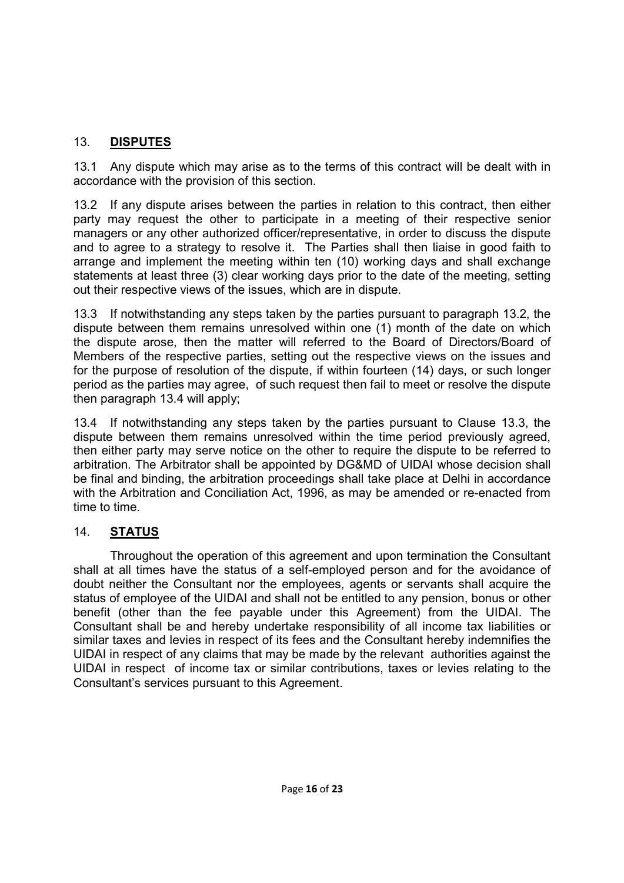## 13. **DISPUTES**

13.1 Any dispute which may arise as to the terms of this contract will be dealt with in accordance with the provision of this section.

13.2 If any dispute arises between the parties in relation to this contract, then either party may request the other to participate in a meeting of their respective senior managers or any other authorized officer/representative, in order to discuss the dispute and to agree to a strategy to resolve it. The Parties shall then liaise in good faith to arrange and implement the meeting within ten (10) working days and shall exchange statements at least three (3) clear working days prior to the date of the meeting, setting out their respective views of the issues, which are in dispute.

13.3 If notwithstanding any steps taken by the parties pursuant to paragraph 13.2, the dispute between them remains unresolved within one (1) month of the date on which the dispute arose, then the matter will referred to the Board of Directors/Board of Members of the respective parties, setting out the respective views on the issues and for the purpose of resolution of the dispute, if within fourteen (14) days, or such longer period as the parties may agree, of such request then fail to meet or resolve the dispute then paragraph 13.4 will apply;

13.4 If notwithstanding any steps taken by the parties pursuant to Clause 13.3, the dispute between them remains unresolved within the time period previously agreed, then either party may serve notice on the other to require the dispute to be referred to arbitration. The Arbitrator shall be appointed by DG&MD of UIDAI whose decision shall be final and binding, the arbitration proceedings shall take place at Delhi in accordance with the Arbitration and Conciliation Act, 1996, as may be amended or re-enacted from time to time.

## 14. **STATUS**

Throughout the operation of this agreement and upon termination the Consultant shall at all times have the status of a self-employed person and for the avoidance of doubt neither the Consultant nor the employees, agents or servants shall acquire the status of employee of the UIDAI and shall not be entitled to any pension, bonus or other benefit (other than the fee payable under this Agreement) from the UIDAI. The Consultant shall be and hereby undertake responsibility of all income tax liabilities or similar taxes and levies in respect of its fees and the Consultant hereby indemnifies the UIDAI in respect of any claims that may be made by the relevant authorities against the UIDAI in respect of income tax or similar contributions, taxes or levies relating to the Consultant's services pursuant to this Agreement.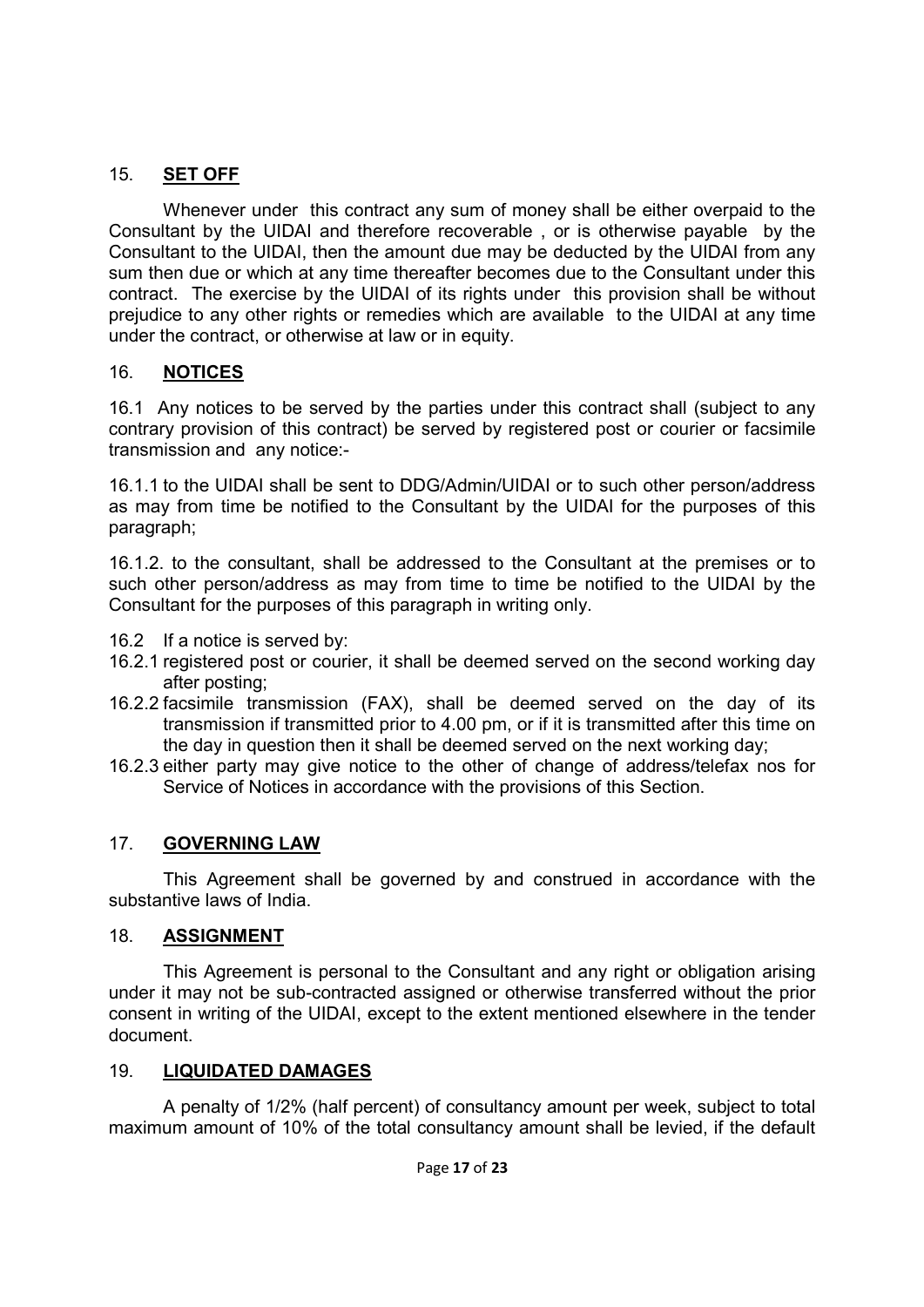## 15. **SET OFF**

Whenever under this contract any sum of money shall be either overpaid to the Consultant by the UIDAI and therefore recoverable , or is otherwise payable by the Consultant to the UIDAI, then the amount due may be deducted by the UIDAI from any sum then due or which at any time thereafter becomes due to the Consultant under this contract. The exercise by the UIDAI of its rights under this provision shall be without prejudice to any other rights or remedies which are available to the UIDAI at any time under the contract, or otherwise at law or in equity.

## 16. **NOTICES**

16.1 Any notices to be served by the parties under this contract shall (subject to any contrary provision of this contract) be served by registered post or courier or facsimile transmission and any notice:-

16.1.1 to the UIDAI shall be sent to DDG/Admin/UIDAI or to such other person/address as may from time be notified to the Consultant by the UIDAI for the purposes of this paragraph;

16.1.2. to the consultant, shall be addressed to the Consultant at the premises or to such other person/address as may from time to time be notified to the UIDAI by the Consultant for the purposes of this paragraph in writing only.

16.2 If a notice is served by:

16.2.1 registered post or courier, it shall be deemed served on the second working day after posting;

16.2.2 facsimile transmission (FAX), shall be deemed served on the day of its transmission if transmitted prior to 4.00 pm, or if it is transmitted after this time on the day in question then it shall be deemed served on the next working day;

16.2.3 either party may give notice to the other of change of address/telefax nos for Service of Notices in accordance with the provisions of this Section.

## 17. **GOVERNING LAW**

This Agreement shall be governed by and construed in accordance with the substantive laws of India.

## 18. **ASSIGNMENT**

This Agreement is personal to the Consultant and any right or obligation arising under it may not be sub-contracted assigned or otherwise transferred without the prior consent in writing of the UIDAI, except to the extent mentioned elsewhere in the tender document.

## 19. **LIQUIDATED DAMAGES**

A penalty of 1/2% (half percent) of consultancy amount per week, subject to total maximum amount of 10% of the total consultancy amount shall be levied, if the default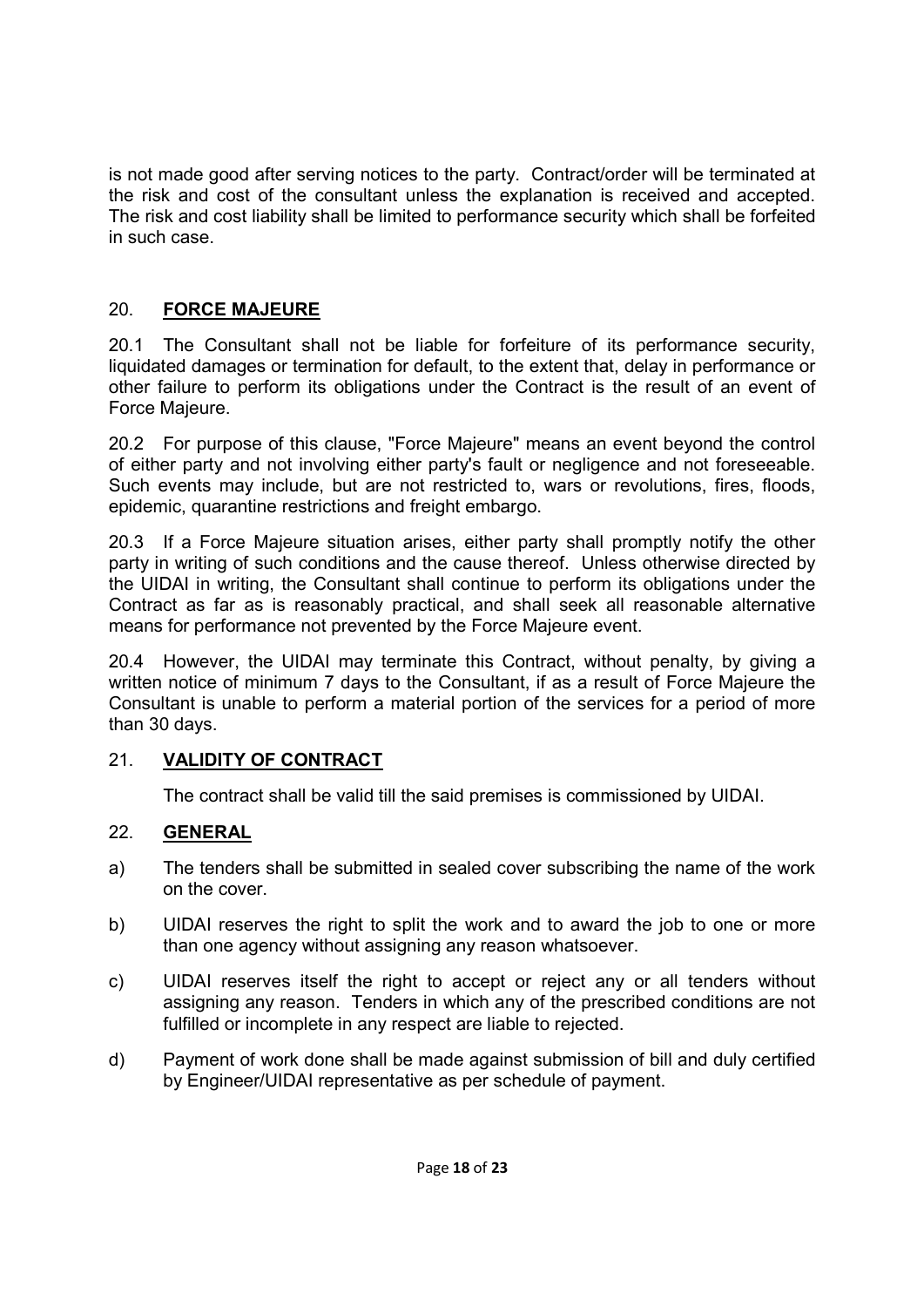is not made good after serving notices to the party. Contract/order will be terminated at the risk and cost of the consultant unless the explanation is received and accepted. The risk and cost liability shall be limited to performance security which shall be forfeited in such case.

## 20. **FORCE MAJEURE**

20.1 The Consultant shall not be liable for forfeiture of its performance security, liquidated damages or termination for default, to the extent that, delay in performance or other failure to perform its obligations under the Contract is the result of an event of Force Majeure.

20.2 For purpose of this clause, "Force Majeure" means an event beyond the control of either party and not involving either party's fault or negligence and not foreseeable. Such events may include, but are not restricted to, wars or revolutions, fires, floods, epidemic, quarantine restrictions and freight embargo.

20.3 If a Force Majeure situation arises, either party shall promptly notify the other party in writing of such conditions and the cause thereof. Unless otherwise directed by the UIDAI in writing, the Consultant shall continue to perform its obligations under the Contract as far as is reasonably practical, and shall seek all reasonable alternative means for performance not prevented by the Force Majeure event.

20.4 However, the UIDAI may terminate this Contract, without penalty, by giving a written notice of minimum 7 days to the Consultant, if as a result of Force Majeure the Consultant is unable to perform a material portion of the services for a period of more than 30 days.

## 21. **VALIDITY OF CONTRACT**

The contract shall be valid till the said premises is commissioned by UIDAI.

## 22. **GENERAL**

a) The tenders shall be submitted in sealed cover subscribing the name of the work on the cover.

b) UIDAI reserves the right to split the work and to award the job to one or more than one agency without assigning any reason whatsoever.

c) UIDAI reserves itself the right to accept or reject any or all tenders without assigning any reason. Tenders in which any of the prescribed conditions are not fulfilled or incomplete in any respect are liable to rejected.

d) Payment of work done shall be made against submission of bill and duly certified by Engineer/UIDAI representative as per schedule of payment.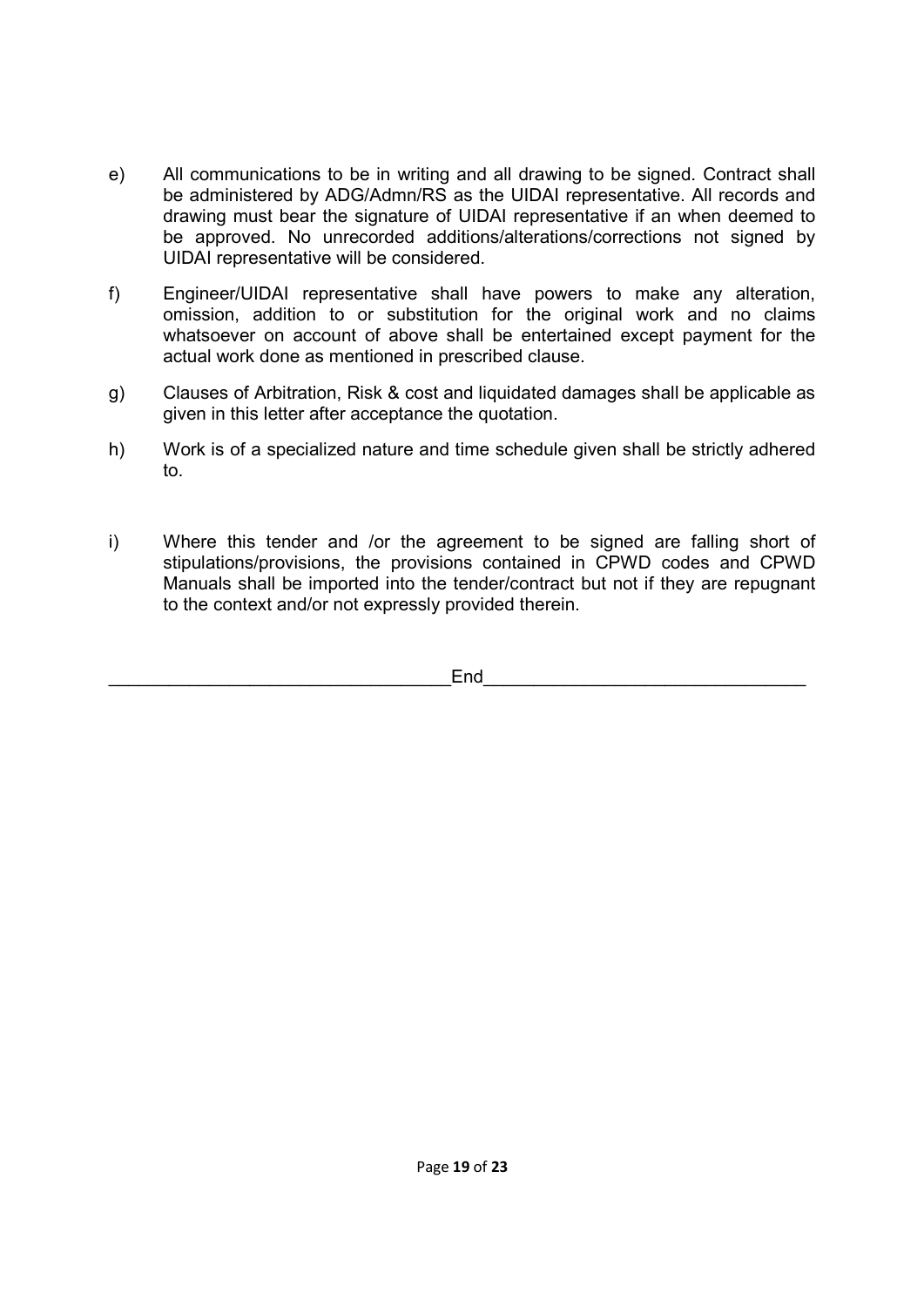e) All communications to be in writing and all drawing to be signed. Contract shall be administered by ADG/Admn/RS as the UIDAI representative. All records and drawing must bear the signature of UIDAI representative if an when deemed to be approved. No unrecorded additions/alterations/corrections not signed by UIDAI representative will be considered.

f) Engineer/UIDAI representative shall have powers to make any alteration, omission, addition to or substitution for the original work and no claims whatsoever on account of above shall be entertained except payment for the actual work done as mentioned in prescribed clause.

g) Clauses of Arbitration, Risk & cost and liquidated damages shall be applicable as given in this letter after acceptance the quotation.

h) Work is of a specialized nature and time schedule given shall be strictly adhered to.

i) Where this tender and /or the agreement to be signed are falling short of stipulations/provisions, the provisions contained in CPWD codes and CPWD Manuals shall be imported into the tender/contract but not if they are repugnant to the context and/or not expressly provided therein.

_________________________________End_______________________________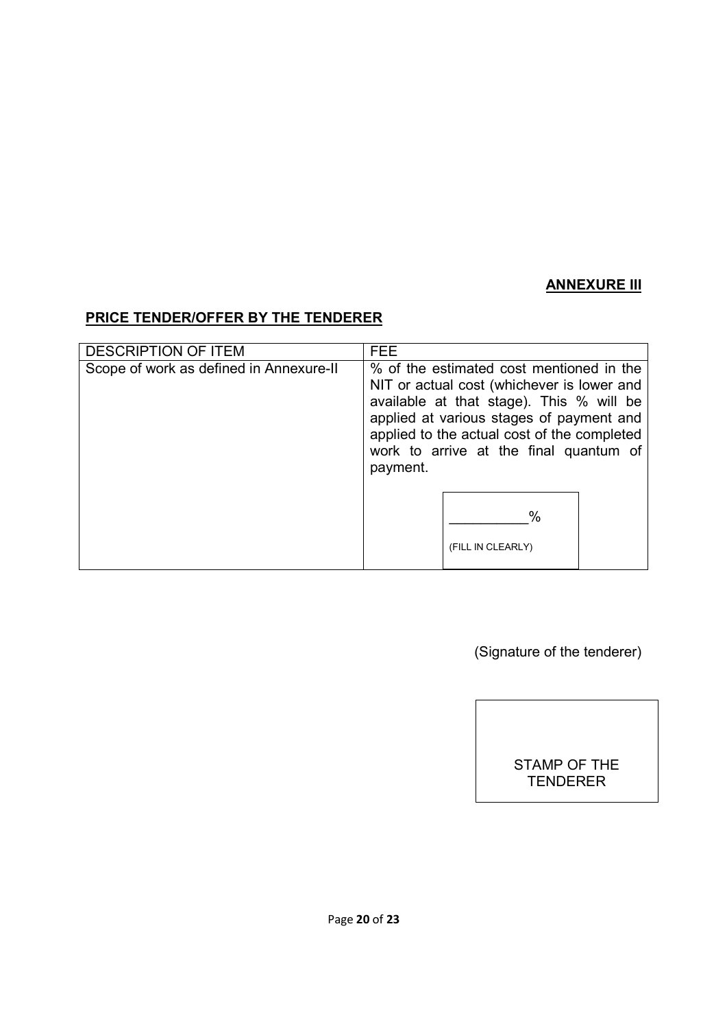**ANNEXURE III**

**PRICE TENDER/OFFER BY THE TENDERER**

| DESCRIPTION OF ITEM | FEE |
| --- | --- |
| Scope of work as defined in Annexure-II | % of the estimated cost mentioned in the NIT or actual cost (whichever is lower and available at that stage). This % will be applied at various stages of payment and applied to the actual cost of the completed work to arrive at the final quantum of payment.<br><br>__________%<br>(FILL IN CLEARLY) |

(Signature of the tenderer)

STAMP OF THE TENDERER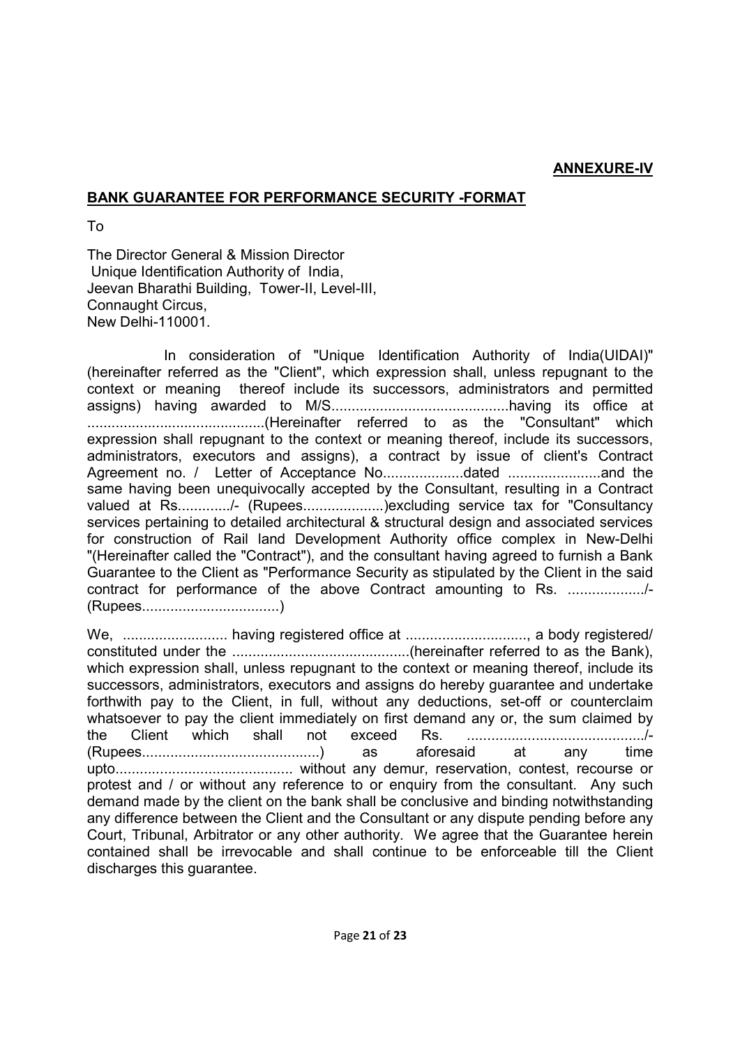**ANNEXURE-IV**

**BANK GUARANTEE FOR PERFORMANCE SECURITY -FORMAT**

To

The Director General & Mission Director
Unique Identification Authority of India,
Jeevan Bharathi Building, Tower-II, Level-III,
Connaught Circus,
New Delhi-110001.

In consideration of "Unique Identification Authority of India(UIDAI)" (hereinafter referred as the "Client", which expression shall, unless repugnant to the context or meaning thereof include its successors, administrators and permitted assigns) having awarded to M/S...........................................having its office at ............................................(Hereinafter referred to as the "Consultant" which expression shall repugnant to the context or meaning thereof, include its successors, administrators, executors and assigns), a contract by issue of client's Contract Agreement no. / Letter of Acceptance No....................dated .......................and the same having been unequivocally accepted by the Consultant, resulting in a Contract valued at Rs............./- (Rupees....................)excluding service tax for "Consultancy services pertaining to detailed architectural & structural design and associated services for construction of Rail land Development Authority office complex in New-Delhi "(Hereinafter called the "Contract"), and the consultant having agreed to furnish a Bank Guarantee to the Client as "Performance Security as stipulated by the Client in the said contract for performance of the above Contract amounting to Rs. .................../- (Rupees.................................)

We, .......................... having registered office at .............................., a body registered/ constituted under the ............................................(hereinafter referred to as the Bank), which expression shall, unless repugnant to the context or meaning thereof, include its successors, administrators, executors and assigns do hereby guarantee and undertake forthwith pay to the Client, in full, without any deductions, set-off or counterclaim whatsoever to pay the client immediately on first demand any or, the sum claimed by the Client which shall not exceed Rs. ............................................/- (Rupees............................................) as aforesaid at any time upto............................................ without any demur, reservation, contest, recourse or protest and / or without any reference to or enquiry from the consultant. Any such demand made by the client on the bank shall be conclusive and binding notwithstanding any difference between the Client and the Consultant or any dispute pending before any Court, Tribunal, Arbitrator or any other authority. We agree that the Guarantee herein contained shall be irrevocable and shall continue to be enforceable till the Client discharges this guarantee.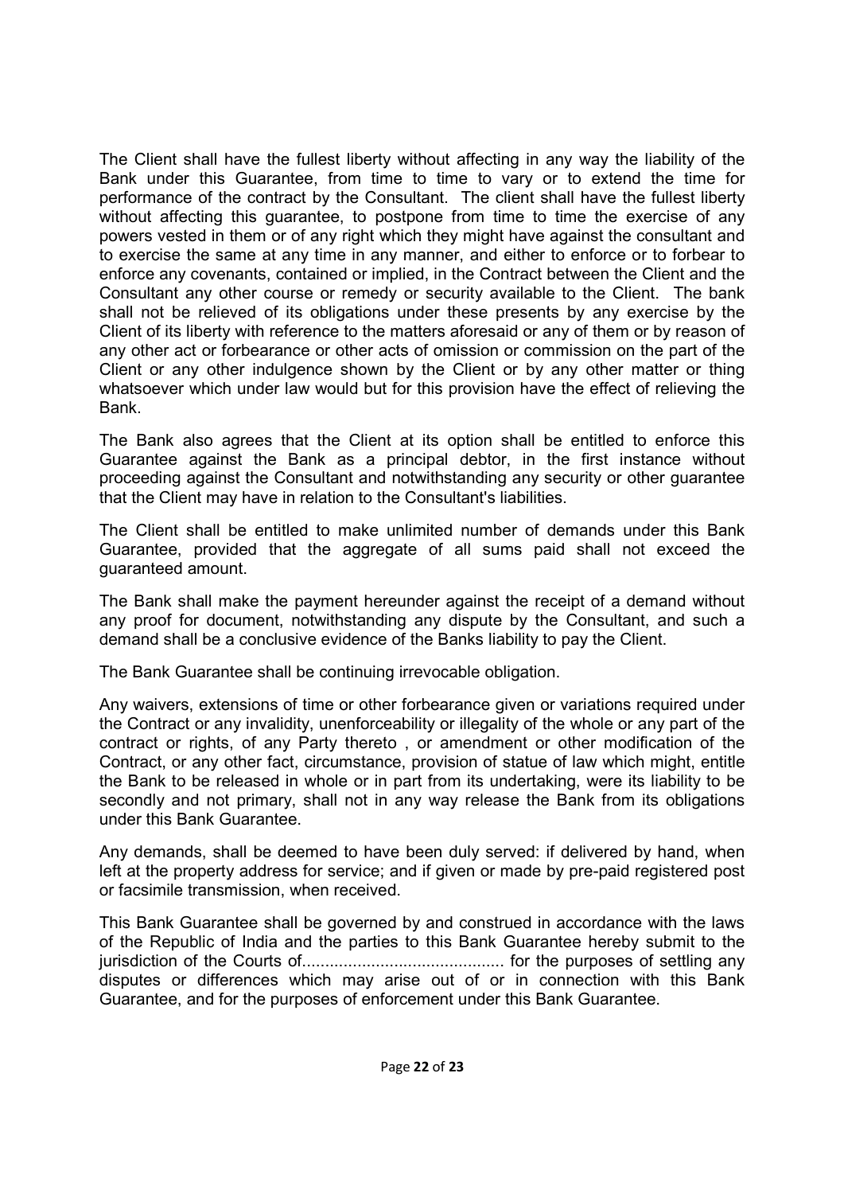The Client shall have the fullest liberty without affecting in any way the liability of the Bank under this Guarantee, from time to time to vary or to extend the time for performance of the contract by the Consultant. The client shall have the fullest liberty without affecting this guarantee, to postpone from time to time the exercise of any powers vested in them or of any right which they might have against the consultant and to exercise the same at any time in any manner, and either to enforce or to forbear to enforce any covenants, contained or implied, in the Contract between the Client and the Consultant any other course or remedy or security available to the Client. The bank shall not be relieved of its obligations under these presents by any exercise by the Client of its liberty with reference to the matters aforesaid or any of them or by reason of any other act or forbearance or other acts of omission or commission on the part of the Client or any other indulgence shown by the Client or by any other matter or thing whatsoever which under law would but for this provision have the effect of relieving the Bank.

The Bank also agrees that the Client at its option shall be entitled to enforce this Guarantee against the Bank as a principal debtor, in the first instance without proceeding against the Consultant and notwithstanding any security or other guarantee that the Client may have in relation to the Consultant's liabilities.

The Client shall be entitled to make unlimited number of demands under this Bank Guarantee, provided that the aggregate of all sums paid shall not exceed the guaranteed amount.

The Bank shall make the payment hereunder against the receipt of a demand without any proof for document, notwithstanding any dispute by the Consultant, and such a demand shall be a conclusive evidence of the Banks liability to pay the Client.

The Bank Guarantee shall be continuing irrevocable obligation.

Any waivers, extensions of time or other forbearance given or variations required under the Contract or any invalidity, unenforceability or illegality of the whole or any part of the contract or rights, of any Party thereto , or amendment or other modification of the Contract, or any other fact, circumstance, provision of statue of law which might, entitle the Bank to be released in whole or in part from its undertaking, were its liability to be secondly and not primary, shall not in any way release the Bank from its obligations under this Bank Guarantee.

Any demands, shall be deemed to have been duly served: if delivered by hand, when left at the property address for service; and if given or made by pre-paid registered post or facsimile transmission, when received.

This Bank Guarantee shall be governed by and construed in accordance with the laws of the Republic of India and the parties to this Bank Guarantee hereby submit to the jurisdiction of the Courts of........................................... for the purposes of settling any disputes or differences which may arise out of or in connection with this Bank Guarantee, and for the purposes of enforcement under this Bank Guarantee.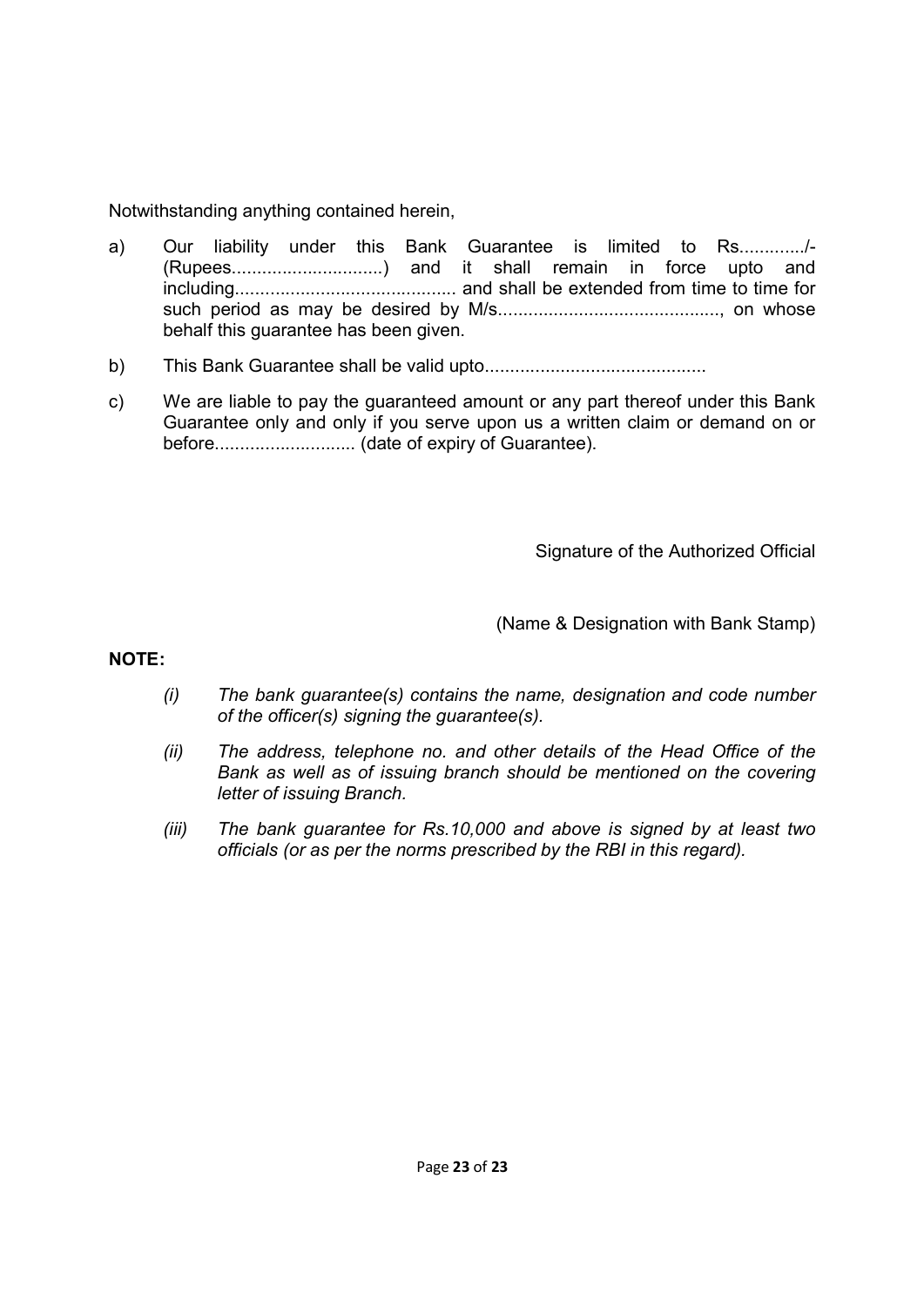Notwithstanding anything contained herein,

a) Our liability under this Bank Guarantee is limited to Rs............./- (Rupees.............................) and it shall remain in force upto and including............................................ and shall be extended from time to time for such period as may be desired by M/s............................................, on whose behalf this guarantee has been given.

b) This Bank Guarantee shall be valid upto............................................

c) We are liable to pay the guaranteed amount or any part thereof under this Bank Guarantee only and only if you serve upon us a written claim or demand on or before............................ (date of expiry of Guarantee).

Signature of the Authorized Official

(Name & Designation with Bank Stamp)

**NOTE:**

*(i) The bank guarantee(s) contains the name, designation and code number of the officer(s) signing the guarantee(s).*

*(ii) The address, telephone no. and other details of the Head Office of the Bank as well as of issuing branch should be mentioned on the covering letter of issuing Branch.*

*(iii) The bank guarantee for Rs.10,000 and above is signed by at least two officials (or as per the norms prescribed by the RBI in this regard).*